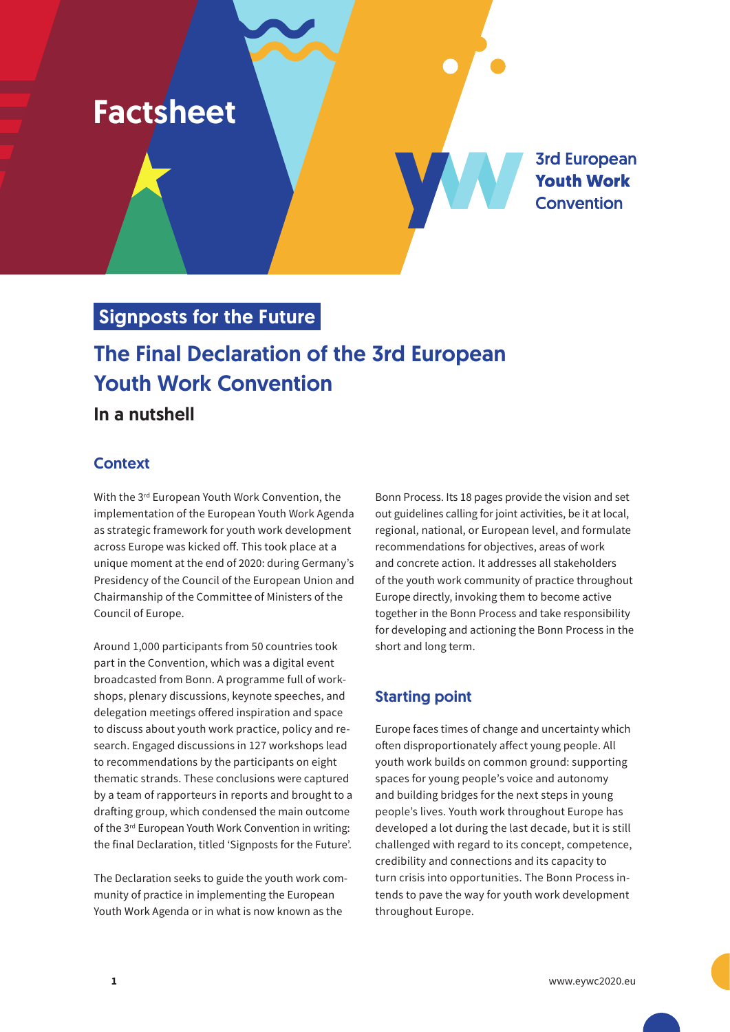# Factsheet

3rd European **Youth Work** Convention

## Signposts for the Future

## The Final Declaration of the 3rd European Youth Work Convention

### In a nutshell

### Context

With the 3rd European Youth Work Convention, the implementation of the European Youth Work Agenda as strategic framework for youth work development across Europe was kicked off. This took place at a unique moment at the end of 2020: during Germany's Presidency of the Council of the European Union and Chairmanship of the Committee of Ministers of the Council of Europe.

Around 1,000 participants from 50 countries took part in the Convention, which was a digital event broadcasted from Bonn. A programme full of workshops, plenary discussions, keynote speeches, and delegation meetings offered inspiration and space to discuss about youth work practice, policy and research. Engaged discussions in 127 workshops lead to recommendations by the participants on eight thematic strands. These conclusions were captured by a team of rapporteurs in reports and brought to a drafting group, which condensed the main outcome of the 3rd European Youth Work Convention in writing: the final Declaration, titled 'Signposts for the Future'.

The Declaration seeks to guide the youth work community of practice in implementing the European Youth Work Agenda or in what is now known as the Bonn Process. Its 18 pages provide the vision and set out guidelines calling for joint activities, be it at local, regional, national, or European level, and formulate recommendations for objectives, areas of work and concrete action. It addresses all stakeholders of the youth work community of practice throughout Europe directly, invoking them to become active together in the Bonn Process and take responsibility for developing and actioning the Bonn Process in the short and long term.

### Starting point

Europe faces times of change and uncertainty which often disproportionately affect young people. All youth work builds on common ground: supporting spaces for young people's voice and autonomy and building bridges for the next steps in young people's lives. Youth work throughout Europe has developed a lot during the last decade, but it is still challenged with regard to its concept, competence, credibility and connections and its capacity to turn crisis into opportunities. The Bonn Process intends to pave the way for youth work development throughout Europe.

www.eywc2020.eu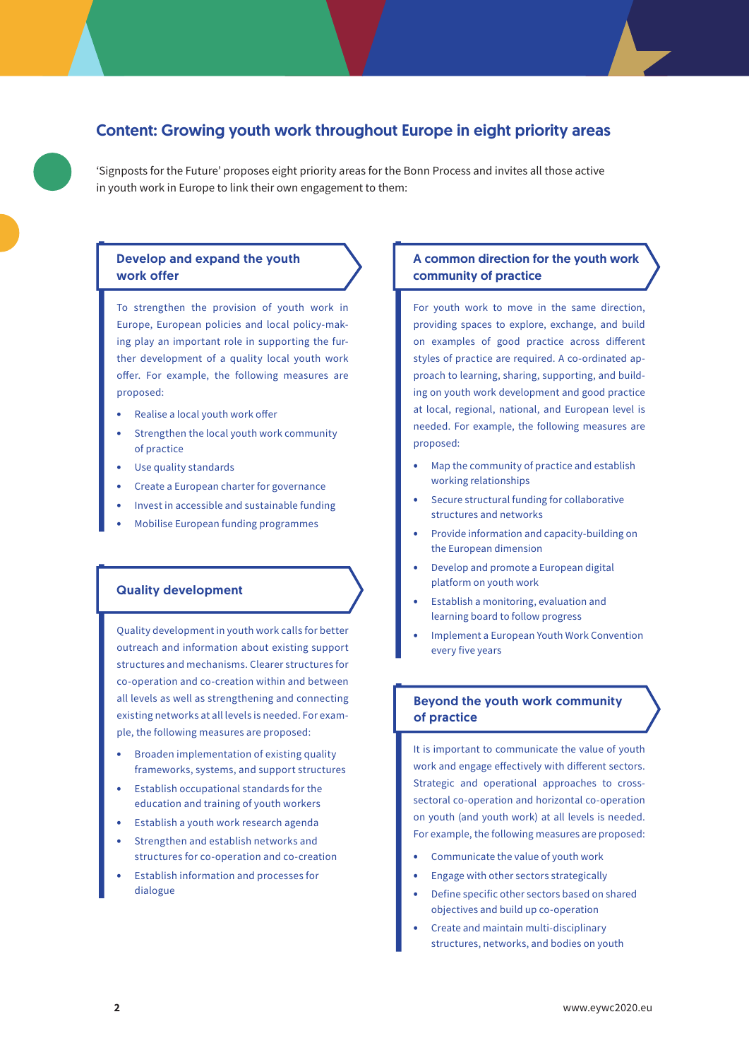## Content: Growing youth work throughout Europe in eight priority areas

'Signposts for the Future' proposes eight priority areas for the Bonn Process and invites all those active in youth work in Europe to link their own engagement to them:

### Develop and expand the youth work offer

To strengthen the provision of youth work in Europe, European policies and local policy-making play an important role in supporting the further development of a quality local youth work offer. For example, the following measures are proposed:

- Realise a local youth work offer
- Strengthen the local youth work community of practice
- Use quality standards
- Create a European charter for governance
- Invest in accessible and sustainable funding
- Mobilise European funding programmes

### Quality development

Quality development in youth work calls for better outreach and information about existing support structures and mechanisms. Clearer structures for co-operation and co-creation within and between all levels as well as strengthening and connecting existing networks at all levels is needed. For example, the following measures are proposed:

- Broaden implementation of existing quality frameworks, systems, and support structures
- Establish occupational standards for the education and training of youth workers
- Establish a youth work research agenda
- Strengthen and establish networks and structures for co-operation and co-creation
- Establish information and processes for dialogue

### A common direction for the youth work community of practice

For youth work to move in the same direction, providing spaces to explore, exchange, and build on examples of good practice across different styles of practice are required. A co-ordinated approach to learning, sharing, supporting, and building on youth work development and good practice at local, regional, national, and European level is needed. For example, the following measures are proposed:

- Map the community of practice and establish working relationships
- Secure structural funding for collaborative structures and networks
- Provide information and capacity-building on the European dimension
- Develop and promote a European digital platform on youth work
- Establish a monitoring, evaluation and learning board to follow progress
- Implement a European Youth Work Convention every five years

### Beyond the youth work community of practice

It is important to communicate the value of youth work and engage effectively with different sectors. Strategic and operational approaches to cross-sectoral co-operation and horizontal co-operation on youth (and youth work) at all levels is needed. For example, the following measures are proposed:

- Communicate the value of youth work
- Engage with other sectors strategically
- Define specific other sectors based on shared objectives and build up co-operation
- Create and maintain multi-disciplinary structures, networks, and bodies on youth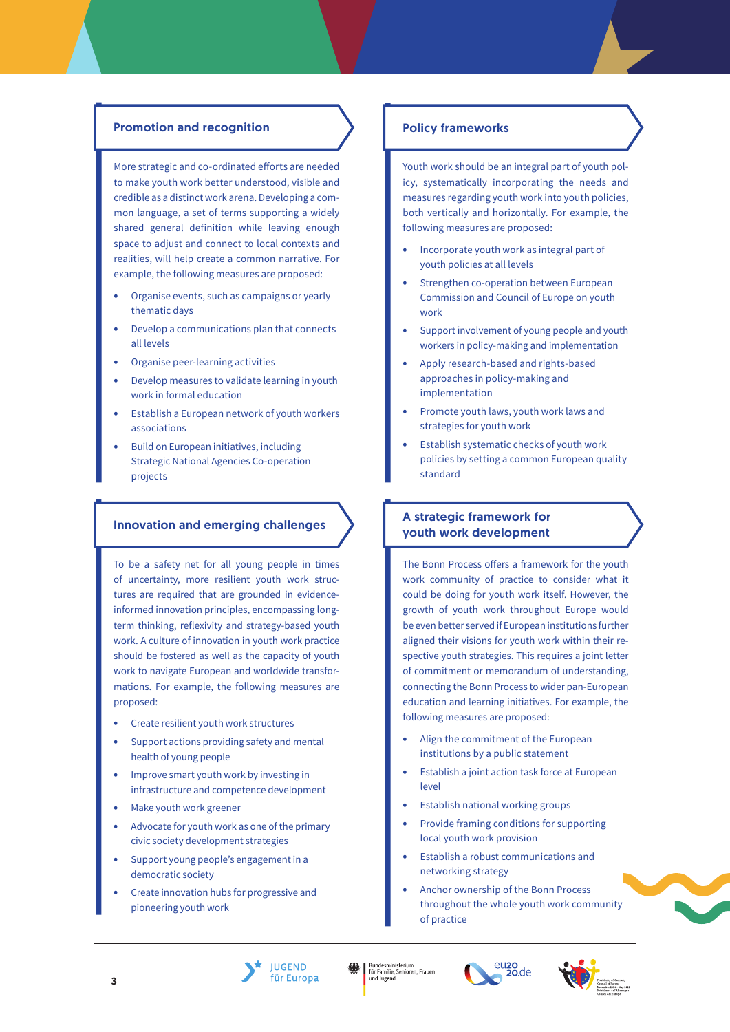## Promotion and recognition

More strategic and co-ordinated efforts are needed to make youth work better understood, visible and credible as a distinct work arena. Developing a common language, a set of terms supporting a widely shared general definition while leaving enough space to adjust and connect to local contexts and realities, will help create a common narrative. For example, the following measures are proposed:

- Organise events, such as campaigns or yearly thematic days
- Develop a communications plan that connects all levels
- Organise peer-learning activities
- Develop measures to validate learning in youth work in formal education
- Establish a European network of youth workers associations
- Build on European initiatives, including Strategic National Agencies Co-operation projects

## Innovation and emerging challenges

To be a safety net for all young people in times of uncertainty, more resilient youth work structures are required that are grounded in evidence-informed innovation principles, encompassing long-term thinking, reflexivity and strategy-based youth work. A culture of innovation in youth work practice should be fostered as well as the capacity of youth work to navigate European and worldwide transformations. For example, the following measures are proposed:

- Create resilient youth work structures
- Support actions providing safety and mental health of young people
- Improve smart youth work by investing in infrastructure and competence development
- Make youth work greener
- Advocate for youth work as one of the primary civic society development strategies
- Support young people's engagement in a democratic society
- Create innovation hubs for progressive and pioneering youth work

## Policy frameworks

Youth work should be an integral part of youth policy, systematically incorporating the needs and measures regarding youth work into youth policies, both vertically and horizontally. For example, the following measures are proposed:

- Incorporate youth work as integral part of youth policies at all levels
- Strengthen co-operation between European Commission and Council of Europe on youth work
- Support involvement of young people and youth workers in policy-making and implementation
- Apply research-based and rights-based approaches in policy-making and implementation
- Promote youth laws, youth work laws and strategies for youth work
- Establish systematic checks of youth work policies by setting a common European quality standard

## A strategic framework for youth work development

The Bonn Process offers a framework for the youth work community of practice to consider what it could be doing for youth work itself. However, the growth of youth work throughout Europe would be even better served if European institutions further aligned their visions for youth work within their respective youth strategies. This requires a joint letter of commitment or memorandum of understanding, connecting the Bonn Process to wider pan-European education and learning initiatives. For example, the following measures are proposed:

- Align the commitment of the European institutions by a public statement
- Establish a joint action task force at European level
- Establish national working groups
- Provide framing conditions for supporting local youth work provision
- Establish a robust communications and networking strategy
- Anchor ownership of the Bonn Process throughout the whole youth work community of practice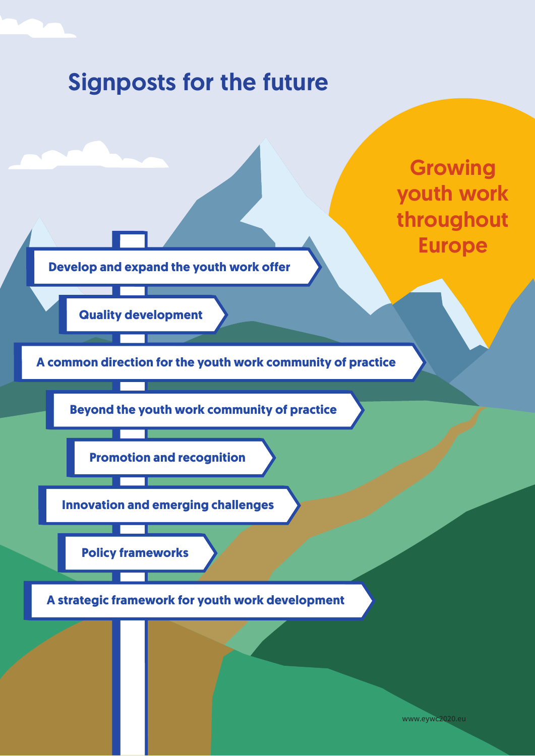# Signposts for the future

## Growing youth work throughout Europe

- Develop and expand the youth work offer
- Quality development
- A common direction for the youth work community of practice
- Beyond the youth work community of practice
- Promotion and recognition
- Innovation and emerging challenges
- Policy frameworks
- A strategic framework for youth work development

www.eywc2020.eu